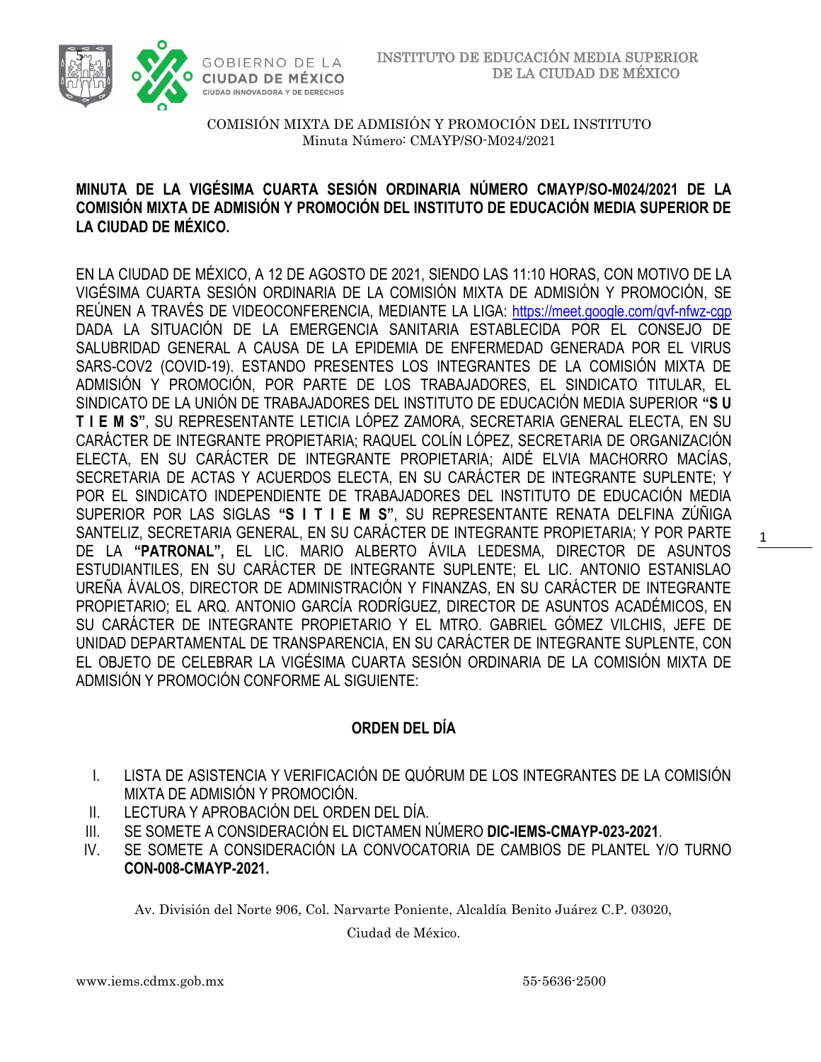COMISIÓN MIXTA DE ADMISIÓN Y PROMOCIÓN DEL INSTITUTO
Minuta Número: CMAYP/SO-M024/2021

**MINUTA DE LA VIGÉSIMA CUARTA SESIÓN ORDINARIA NÚMERO CMAYP/SO-M024/2021 DE LA COMISIÓN MIXTA DE ADMISIÓN Y PROMOCIÓN DEL INSTITUTO DE EDUCACIÓN MEDIA SUPERIOR DE LA CIUDAD DE MÉXICO.**

EN LA CIUDAD DE MÉXICO, A 12 DE AGOSTO DE 2021, SIENDO LAS 11:10 HORAS, CON MOTIVO DE LA VIGÉSIMA CUARTA SESIÓN ORDINARIA DE LA COMISIÓN MIXTA DE ADMISIÓN Y PROMOCIÓN, SE REÚNEN A TRAVÉS DE VIDEOCONFERENCIA, MEDIANTE LA LIGA: https://meet.google.com/qvf-nfwz-cgp DADA LA SITUACIÓN DE LA EMERGENCIA SANITARIA ESTABLECIDA POR EL CONSEJO DE SALUBRIDAD GENERAL A CAUSA DE LA EPIDEMIA DE ENFERMEDAD GENERADA POR EL VIRUS SARS-COV2 (COVID-19). ESTANDO PRESENTES LOS INTEGRANTES DE LA COMISIÓN MIXTA DE ADMISIÓN Y PROMOCIÓN, POR PARTE DE LOS TRABAJADORES, EL SINDICATO TITULAR, EL SINDICATO DE LA UNIÓN DE TRABAJADORES DEL INSTITUTO DE EDUCACIÓN MEDIA SUPERIOR **"S U T I E M S"**, SU REPRESENTANTE LETICIA LÓPEZ ZAMORA, SECRETARIA GENERAL ELECTA, EN SU CARÁCTER DE INTEGRANTE PROPIETARIA; RAQUEL COLÍN LÓPEZ, SECRETARIA DE ORGANIZACIÓN ELECTA, EN SU CARÁCTER DE INTEGRANTE PROPIETARIA; AIDÉ ELVIA MACHORRO MACÍAS, SECRETARIA DE ACTAS Y ACUERDOS ELECTA, EN SU CARÁCTER DE INTEGRANTE SUPLENTE; Y POR EL SINDICATO INDEPENDIENTE DE TRABAJADORES DEL INSTITUTO DE EDUCACIÓN MEDIA SUPERIOR POR LAS SIGLAS **"S I T I E M S"**, SU REPRESENTANTE RENATA DELFINA ZÚÑIGA SANTELIZ, SECRETARIA GENERAL, EN SU CARÁCTER DE INTEGRANTE PROPIETARIA; Y POR PARTE DE LA **"PATRONAL",** EL LIC. MARIO ALBERTO ÁVILA LEDESMA, DIRECTOR DE ASUNTOS ESTUDIANTILES, EN SU CARÁCTER DE INTEGRANTE SUPLENTE; EL LIC. ANTONIO ESTANISLAO UREÑA ÁVALOS, DIRECTOR DE ADMINISTRACIÓN Y FINANZAS, EN SU CARÁCTER DE INTEGRANTE PROPIETARIO; EL ARQ. ANTONIO GARCÍA RODRÍGUEZ, DIRECTOR DE ASUNTOS ACADÉMICOS, EN SU CARÁCTER DE INTEGRANTE PROPIETARIO Y EL MTRO. GABRIEL GÓMEZ VILCHIS, JEFE DE UNIDAD DEPARTAMENTAL DE TRANSPARENCIA, EN SU CARÁCTER DE INTEGRANTE SUPLENTE, CON EL OBJETO DE CELEBRAR LA VIGÉSIMA CUARTA SESIÓN ORDINARIA DE LA COMISIÓN MIXTA DE ADMISIÓN Y PROMOCIÓN CONFORME AL SIGUIENTE:

## ORDEN DEL DÍA

I. LISTA DE ASISTENCIA Y VERIFICACIÓN DE QUÓRUM DE LOS INTEGRANTES DE LA COMISIÓN MIXTA DE ADMISIÓN Y PROMOCIÓN.
II. LECTURA Y APROBACIÓN DEL ORDEN DEL DÍA.
III. SE SOMETE A CONSIDERACIÓN EL DICTAMEN NÚMERO **DIC-IEMS-CMAYP-023-2021**.
IV. SE SOMETE A CONSIDERACIÓN LA CONVOCATORIA DE CAMBIOS DE PLANTEL Y/O TURNO **CON-008-CMAYP-2021.**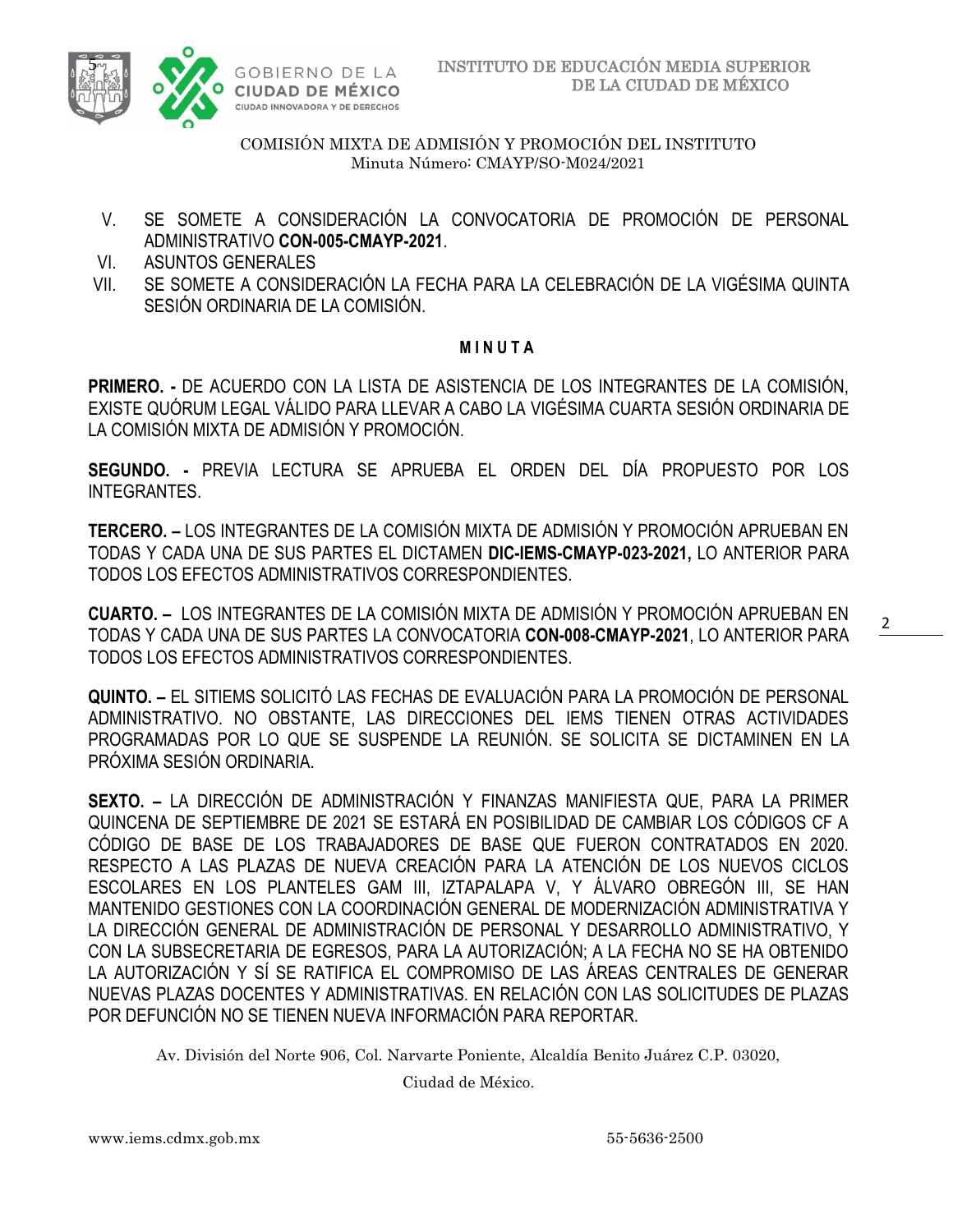COMISIÓN MIXTA DE ADMISIÓN Y PROMOCIÓN DEL INSTITUTO
Minuta Número: CMAYP/SO-M024/2021

V. SE SOMETE A CONSIDERACIÓN LA CONVOCATORIA DE PROMOCIÓN DE PERSONAL ADMINISTRATIVO **CON-005-CMAYP-2021**.

VI. ASUNTOS GENERALES

VII. SE SOMETE A CONSIDERACIÓN LA FECHA PARA LA CELEBRACIÓN DE LA VIGÉSIMA QUINTA SESIÓN ORDINARIA DE LA COMISIÓN.

**M I N U T A**

**PRIMERO. -** DE ACUERDO CON LA LISTA DE ASISTENCIA DE LOS INTEGRANTES DE LA COMISIÓN, EXISTE QUÓRUM LEGAL VÁLIDO PARA LLEVAR A CABO LA VIGÉSIMA CUARTA SESIÓN ORDINARIA DE LA COMISIÓN MIXTA DE ADMISIÓN Y PROMOCIÓN.

**SEGUNDO. -** PREVIA LECTURA SE APRUEBA EL ORDEN DEL DÍA PROPUESTO POR LOS INTEGRANTES.

**TERCERO. –** LOS INTEGRANTES DE LA COMISIÓN MIXTA DE ADMISIÓN Y PROMOCIÓN APRUEBAN EN TODAS Y CADA UNA DE SUS PARTES EL DICTAMEN **DIC-IEMS-CMAYP-023-2021,** LO ANTERIOR PARA TODOS LOS EFECTOS ADMINISTRATIVOS CORRESPONDIENTES.

**CUARTO. –** LOS INTEGRANTES DE LA COMISIÓN MIXTA DE ADMISIÓN Y PROMOCIÓN APRUEBAN EN TODAS Y CADA UNA DE SUS PARTES LA CONVOCATORIA **CON-008-CMAYP-2021**, LO ANTERIOR PARA TODOS LOS EFECTOS ADMINISTRATIVOS CORRESPONDIENTES.

**QUINTO. –** EL SITIEMS SOLICITÓ LAS FECHAS DE EVALUACIÓN PARA LA PROMOCIÓN DE PERSONAL ADMINISTRATIVO. NO OBSTANTE, LAS DIRECCIONES DEL IEMS TIENEN OTRAS ACTIVIDADES PROGRAMADAS POR LO QUE SE SUSPENDE LA REUNIÓN. SE SOLICITA SE DICTAMINEN EN LA PRÓXIMA SESIÓN ORDINARIA.

**SEXTO. –** LA DIRECCIÓN DE ADMINISTRACIÓN Y FINANZAS MANIFIESTA QUE, PARA LA PRIMER QUINCENA DE SEPTIEMBRE DE 2021 SE ESTARÁ EN POSIBILIDAD DE CAMBIAR LOS CÓDIGOS CF A CÓDIGO DE BASE DE LOS TRABAJADORES DE BASE QUE FUERON CONTRATADOS EN 2020. RESPECTO A LAS PLAZAS DE NUEVA CREACIÓN PARA LA ATENCIÓN DE LOS NUEVOS CICLOS ESCOLARES EN LOS PLANTELES GAM III, IZTAPALAPA V, Y ÁLVARO OBREGÓN III, SE HAN MANTENIDO GESTIONES CON LA COORDINACIÓN GENERAL DE MODERNIZACIÓN ADMINISTRATIVA Y LA DIRECCIÓN GENERAL DE ADMINISTRACIÓN DE PERSONAL Y DESARROLLO ADMINISTRATIVO, Y CON LA SUBSECRETARIA DE EGRESOS, PARA LA AUTORIZACIÓN; A LA FECHA NO SE HA OBTENIDO LA AUTORIZACIÓN Y SÍ SE RATIFICA EL COMPROMISO DE LAS ÁREAS CENTRALES DE GENERAR NUEVAS PLAZAS DOCENTES Y ADMINISTRATIVAS. EN RELACIÓN CON LAS SOLICITUDES DE PLAZAS POR DEFUNCIÓN NO SE TIENEN NUEVA INFORMACIÓN PARA REPORTAR.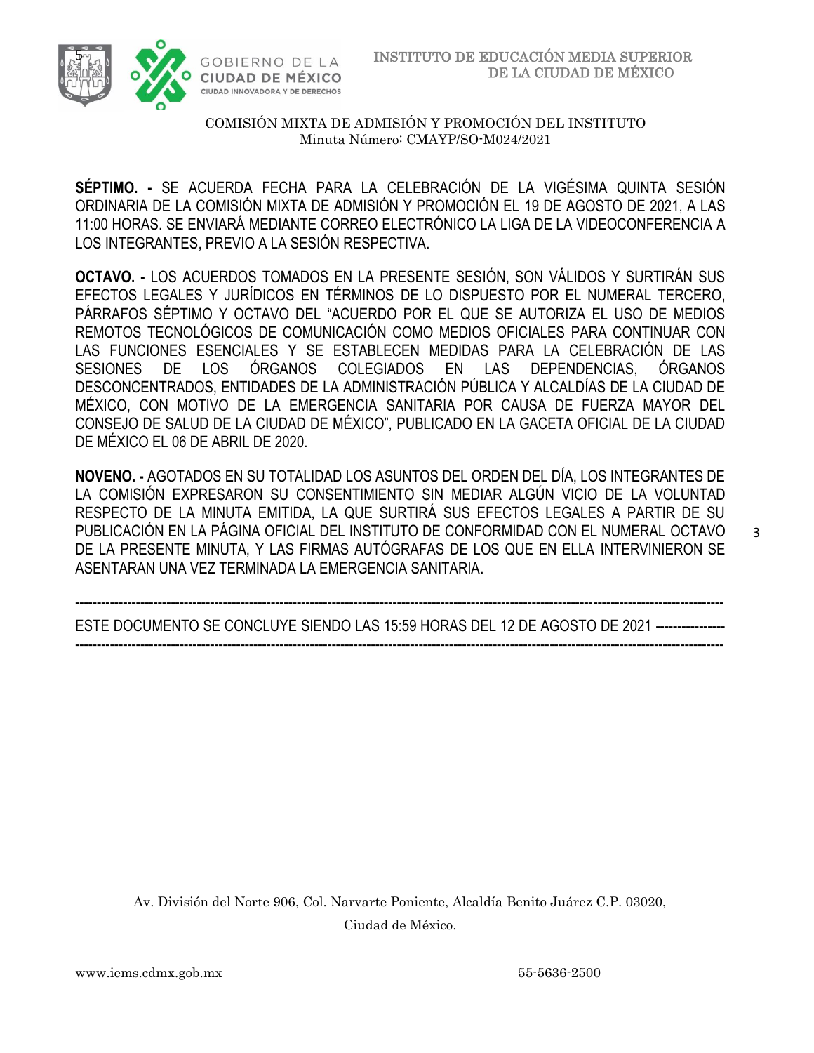COMISIÓN MIXTA DE ADMISIÓN Y PROMOCIÓN DEL INSTITUTO
Minuta Número: CMAYP/SO-M024/2021

**SÉPTIMO. -** SE ACUERDA FECHA PARA LA CELEBRACIÓN DE LA VIGÉSIMA QUINTA SESIÓN ORDINARIA DE LA COMISIÓN MIXTA DE ADMISIÓN Y PROMOCIÓN EL 19 DE AGOSTO DE 2021, A LAS 11:00 HORAS. SE ENVIARÁ MEDIANTE CORREO ELECTRÓNICO LA LIGA DE LA VIDEOCONFERENCIA A LOS INTEGRANTES, PREVIO A LA SESIÓN RESPECTIVA.

**OCTAVO. -** LOS ACUERDOS TOMADOS EN LA PRESENTE SESIÓN, SON VÁLIDOS Y SURTIRÁN SUS EFECTOS LEGALES Y JURÍDICOS EN TÉRMINOS DE LO DISPUESTO POR EL NUMERAL TERCERO, PÁRRAFOS SÉPTIMO Y OCTAVO DEL "ACUERDO POR EL QUE SE AUTORIZA EL USO DE MEDIOS REMOTOS TECNOLÓGICOS DE COMUNICACIÓN COMO MEDIOS OFICIALES PARA CONTINUAR CON LAS FUNCIONES ESENCIALES Y SE ESTABLECEN MEDIDAS PARA LA CELEBRACIÓN DE LAS SESIONES DE LOS ÓRGANOS COLEGIADOS EN LAS DEPENDENCIAS, ÓRGANOS DESCONCENTRADOS, ENTIDADES DE LA ADMINISTRACIÓN PÚBLICA Y ALCALDÍAS DE LA CIUDAD DE MÉXICO, CON MOTIVO DE LA EMERGENCIA SANITARIA POR CAUSA DE FUERZA MAYOR DEL CONSEJO DE SALUD DE LA CIUDAD DE MÉXICO", PUBLICADO EN LA GACETA OFICIAL DE LA CIUDAD DE MÉXICO EL 06 DE ABRIL DE 2020.

**NOVENO. -** AGOTADOS EN SU TOTALIDAD LOS ASUNTOS DEL ORDEN DEL DÍA, LOS INTEGRANTES DE LA COMISIÓN EXPRESARON SU CONSENTIMIENTO SIN MEDIAR ALGÚN VICIO DE LA VOLUNTAD RESPECTO DE LA MINUTA EMITIDA, LA QUE SURTIRÁ SUS EFECTOS LEGALES A PARTIR DE SU PUBLICACIÓN EN LA PÁGINA OFICIAL DEL INSTITUTO DE CONFORMIDAD CON EL NUMERAL OCTAVO DE LA PRESENTE MINUTA, Y LAS FIRMAS AUTÓGRAFAS DE LOS QUE EN ELLA INTERVINIERON SE ASENTARAN UNA VEZ TERMINADA LA EMERGENCIA SANITARIA.

---

ESTE DOCUMENTO SE CONCLUYE SIENDO LAS 15:59 HORAS DEL 12 DE AGOSTO DE 2021 ---------------

---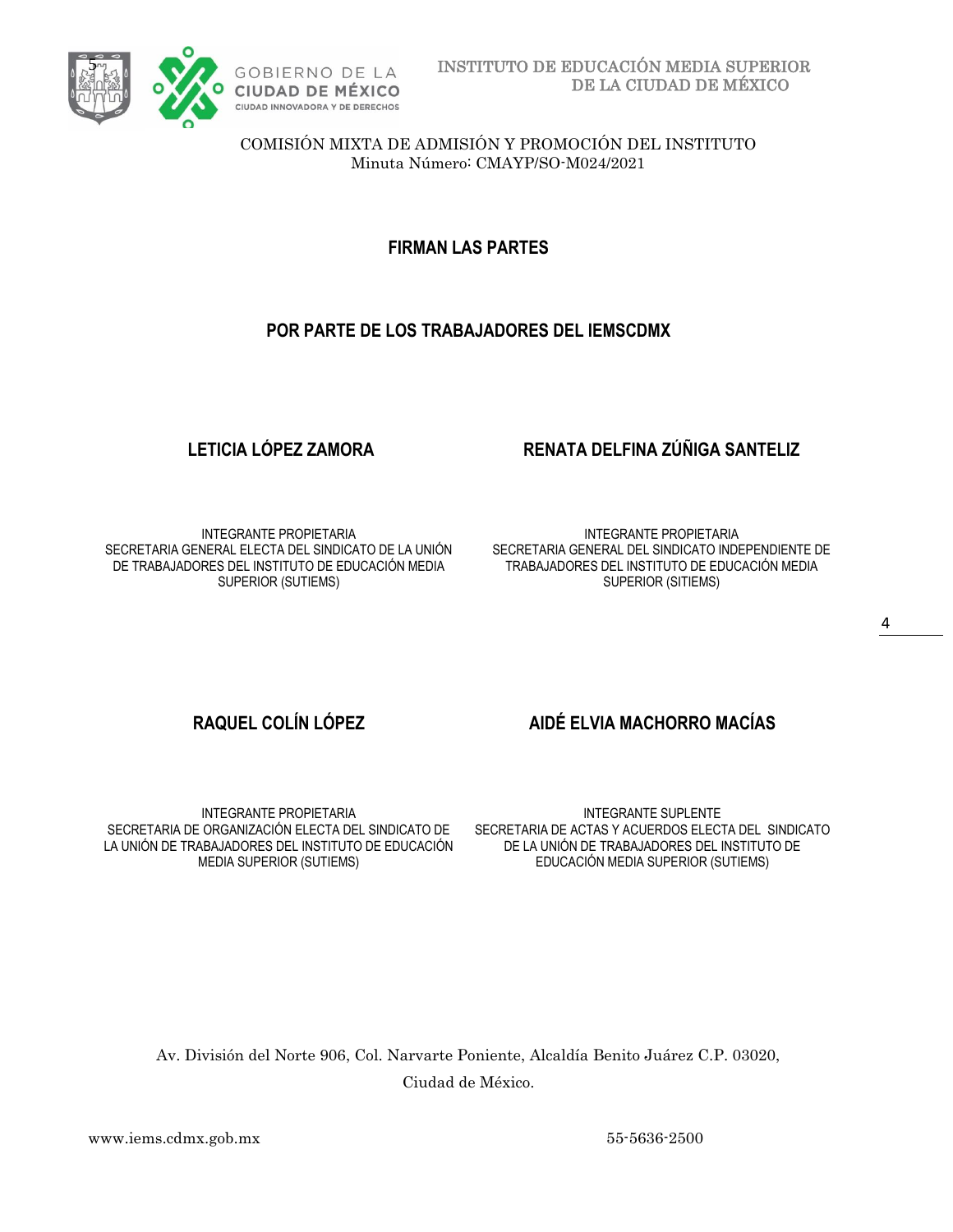COMISIÓN MIXTA DE ADMISIÓN Y PROMOCIÓN DEL INSTITUTO
Minuta Número: CMAYP/SO-M024/2021

**FIRMAN LAS PARTES**

**POR PARTE DE LOS TRABAJADORES DEL IEMSCDMX**

**LETICIA LÓPEZ ZAMORA**

INTEGRANTE PROPIETARIA
SECRETARIA GENERAL ELECTA DEL SINDICATO DE LA UNIÓN DE TRABAJADORES DEL INSTITUTO DE EDUCACIÓN MEDIA SUPERIOR (SUTIEMS)

**RENATA DELFINA ZÚÑIGA SANTELIZ**

INTEGRANTE PROPIETARIA
SECRETARIA GENERAL DEL SINDICATO INDEPENDIENTE DE TRABAJADORES DEL INSTITUTO DE EDUCACIÓN MEDIA SUPERIOR (SITIEMS)

**RAQUEL COLÍN LÓPEZ**

INTEGRANTE PROPIETARIA
SECRETARIA DE ORGANIZACIÓN ELECTA DEL SINDICATO DE LA UNIÓN DE TRABAJADORES DEL INSTITUTO DE EDUCACIÓN MEDIA SUPERIOR (SUTIEMS)

**AIDÉ ELVIA MACHORRO MACÍAS**

INTEGRANTE SUPLENTE
SECRETARIA DE ACTAS Y ACUERDOS ELECTA DEL SINDICATO DE LA UNIÓN DE TRABAJADORES DEL INSTITUTO DE EDUCACIÓN MEDIA SUPERIOR (SUTIEMS)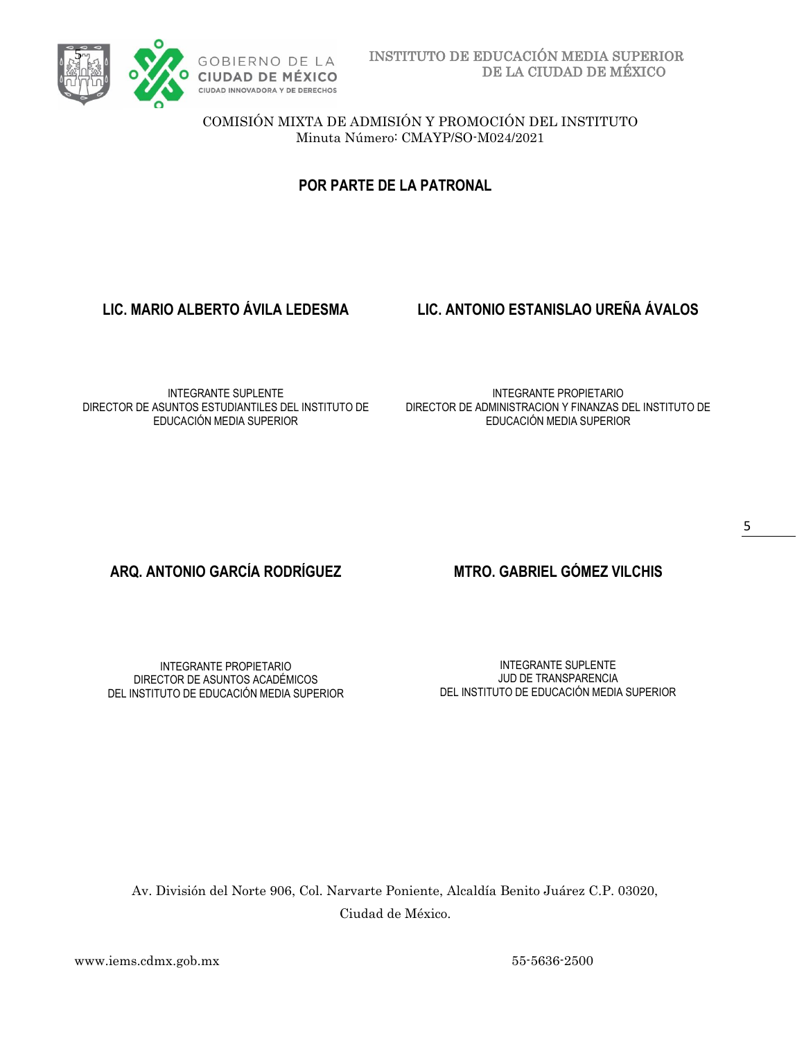## POR PARTE DE LA PATRONAL

**LIC. MARIO ALBERTO ÁVILA LEDESMA**

INTEGRANTE SUPLENTE
DIRECTOR DE ASUNTOS ESTUDIANTILES DEL INSTITUTO DE EDUCACIÓN MEDIA SUPERIOR

**LIC. ANTONIO ESTANISLAO UREÑA ÁVALOS**

INTEGRANTE PROPIETARIO
DIRECTOR DE ADMINISTRACION Y FINANZAS DEL INSTITUTO DE EDUCACIÓN MEDIA SUPERIOR

**ARQ. ANTONIO GARCÍA RODRÍGUEZ**

INTEGRANTE PROPIETARIO
DIRECTOR DE ASUNTOS ACADÉMICOS
DEL INSTITUTO DE EDUCACIÓN MEDIA SUPERIOR

**MTRO. GABRIEL GÓMEZ VILCHIS**

INTEGRANTE SUPLENTE
JUD DE TRANSPARENCIA
DEL INSTITUTO DE EDUCACIÓN MEDIA SUPERIOR